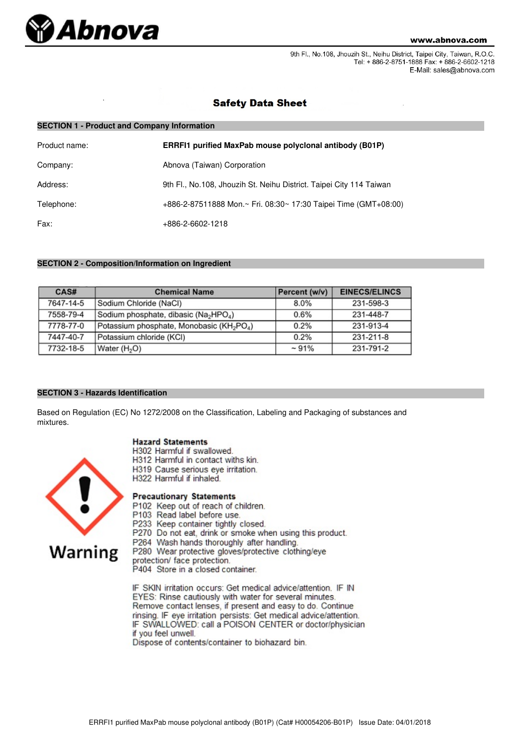# Abnova

www.abnova.com

9th Fl., No.108, Jhouzih St., Neihu District, Taipei City, Taiwan, R.O.C.
Tel: + 886-2-8751-1888 Fax: + 886-2-6602-1218
E-Mail: sales@abnova.com

## Safety Data Sheet

### SECTION 1 - Product and Company Information

| | |
|---|---|
| Product name: | **ERRFI1 purified MaxPab mouse polyclonal antibody (B01P)** |
| Company: | Abnova (Taiwan) Corporation |
| Address: | 9th Fl., No.108, Jhouzih St. Neihu District. Taipei City 114 Taiwan |
| Telephone: | +886-2-87511888 Mon.~ Fri. 08:30~ 17:30 Taipei Time (GMT+08:00) |
| Fax: | +886-2-6602-1218 |

### SECTION 2 - Composition/Information on Ingredient

| CAS# | Chemical Name | Percent (w/v) | EINECS/ELINCS |
|---|---|---|---|
| 7647-14-5 | Sodium Chloride (NaCl) | 8.0% | 231-598-3 |
| 7558-79-4 | Sodium phosphate, dibasic ($Na_2HPO_4$) | 0.6% | 231-448-7 |
| 7778-77-0 | Potassium phosphate, Monobasic ($KH_2PO_4$) | 0.2% | 231-913-4 |
| 7447-40-7 | Potassium chloride (KCl) | 0.2% | 231-211-8 |
| 7732-18-5 | Water ($H_2O$) | ~ 91% | 231-791-2 |

### SECTION 3 - Hazards Identification

Based on Regulation (EC) No 1272/2008 on the Classification, Labeling and Packaging of substances and mixtures.

Warning

**Hazard Statements**
H302 Harmful if swallowed.
H312 Harmful in contact withs kin.
H319 Cause serious eye irritation.
H322 Harmful if inhaled.

**Precautionary Statements**
P102 Keep out of reach of children.
P103 Read label before use.
P233 Keep container tightly closed.
P270 Do not eat, drink or smoke when using this product.
P264 Wash hands thoroughly after handling.
P280 Wear protective gloves/protective clothing/eye protection/ face protection.
P404 Store in a closed container.

IF SKIN irritation occurs: Get medical advice/attention. IF IN EYES: Rinse cautiously with water for several minutes. Remove contact lenses, if present and easy to do. Continue rinsing. IF eye irritation persists: Get medical advice/attention.
IF SWALLOWED: call a POISON CENTER or doctor/physician if you feel unwell.
Dispose of contents/container to biohazard bin.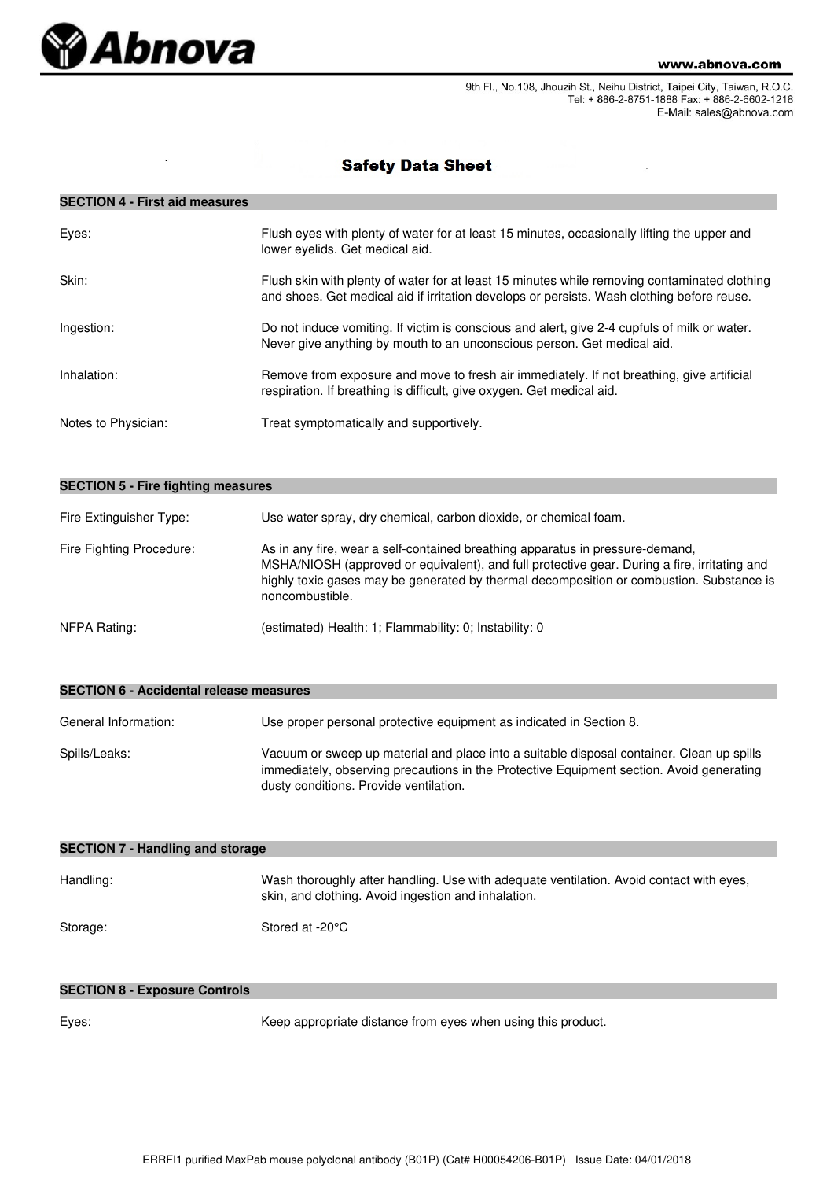## Safety Data Sheet

### SECTION 4 - First aid measures

| | |
|---|---|
| Eyes: | Flush eyes with plenty of water for at least 15 minutes, occasionally lifting the upper and lower eyelids. Get medical aid. |
| Skin: | Flush skin with plenty of water for at least 15 minutes while removing contaminated clothing and shoes. Get medical aid if irritation develops or persists. Wash clothing before reuse. |
| Ingestion: | Do not induce vomiting. If victim is conscious and alert, give 2-4 cupfuls of milk or water. Never give anything by mouth to an unconscious person. Get medical aid. |
| Inhalation: | Remove from exposure and move to fresh air immediately. If not breathing, give artificial respiration. If breathing is difficult, give oxygen. Get medical aid. |
| Notes to Physician: | Treat symptomatically and supportively. |

### SECTION 5 - Fire fighting measures

| | |
|---|---|
| Fire Extinguisher Type: | Use water spray, dry chemical, carbon dioxide, or chemical foam. |
| Fire Fighting Procedure: | As in any fire, wear a self-contained breathing apparatus in pressure-demand, MSHA/NIOSH (approved or equivalent), and full protective gear. During a fire, irritating and highly toxic gases may be generated by thermal decomposition or combustion. Substance is noncombustible. |
| NFPA Rating: | (estimated) Health: 1; Flammability: 0; Instability: 0 |

### SECTION 6 - Accidental release measures

| | |
|---|---|
| General Information: | Use proper personal protective equipment as indicated in Section 8. |
| Spills/Leaks: | Vacuum or sweep up material and place into a suitable disposal container. Clean up spills immediately, observing precautions in the Protective Equipment section. Avoid generating dusty conditions. Provide ventilation. |

### SECTION 7 - Handling and storage

| | |
|---|---|
| Handling: | Wash thoroughly after handling. Use with adequate ventilation. Avoid contact with eyes, skin, and clothing. Avoid ingestion and inhalation. |
| Storage: | Stored at -20°C |

### SECTION 8 - Exposure Controls

| | |
|---|---|
| Eyes: | Keep appropriate distance from eyes when using this product. |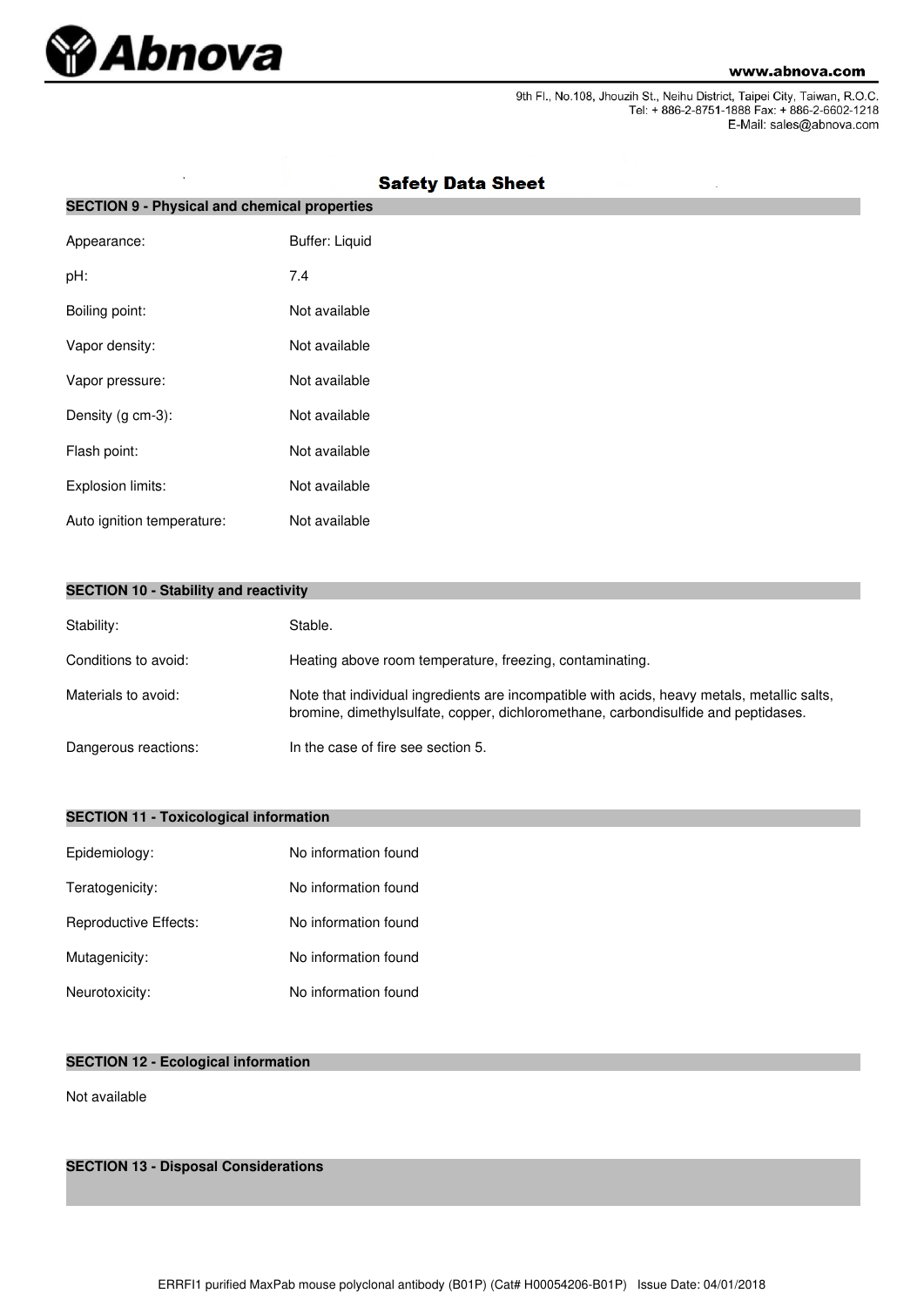## Safety Data Sheet

### SECTION 9 - Physical and chemical properties

| | |
|---|---|
| Appearance: | Buffer: Liquid |
| pH: | 7.4 |
| Boiling point: | Not available |
| Vapor density: | Not available |
| Vapor pressure: | Not available |
| Density (g cm-3): | Not available |
| Flash point: | Not available |
| Explosion limits: | Not available |
| Auto ignition temperature: | Not available |

### SECTION 10 - Stability and reactivity

| | |
|---|---|
| Stability: | Stable. |
| Conditions to avoid: | Heating above room temperature, freezing, contaminating. |
| Materials to avoid: | Note that individual ingredients are incompatible with acids, heavy metals, metallic salts, bromine, dimethylsulfate, copper, dichloromethane, carbondisulfide and peptidases. |
| Dangerous reactions: | In the case of fire see section 5. |

### SECTION 11 - Toxicological information

| | |
|---|---|
| Epidemiology: | No information found |
| Teratogenicity: | No information found |
| Reproductive Effects: | No information found |
| Mutagenicity: | No information found |
| Neurotoxicity: | No information found |

### SECTION 12 - Ecological information

Not available

### SECTION 13 - Disposal Considerations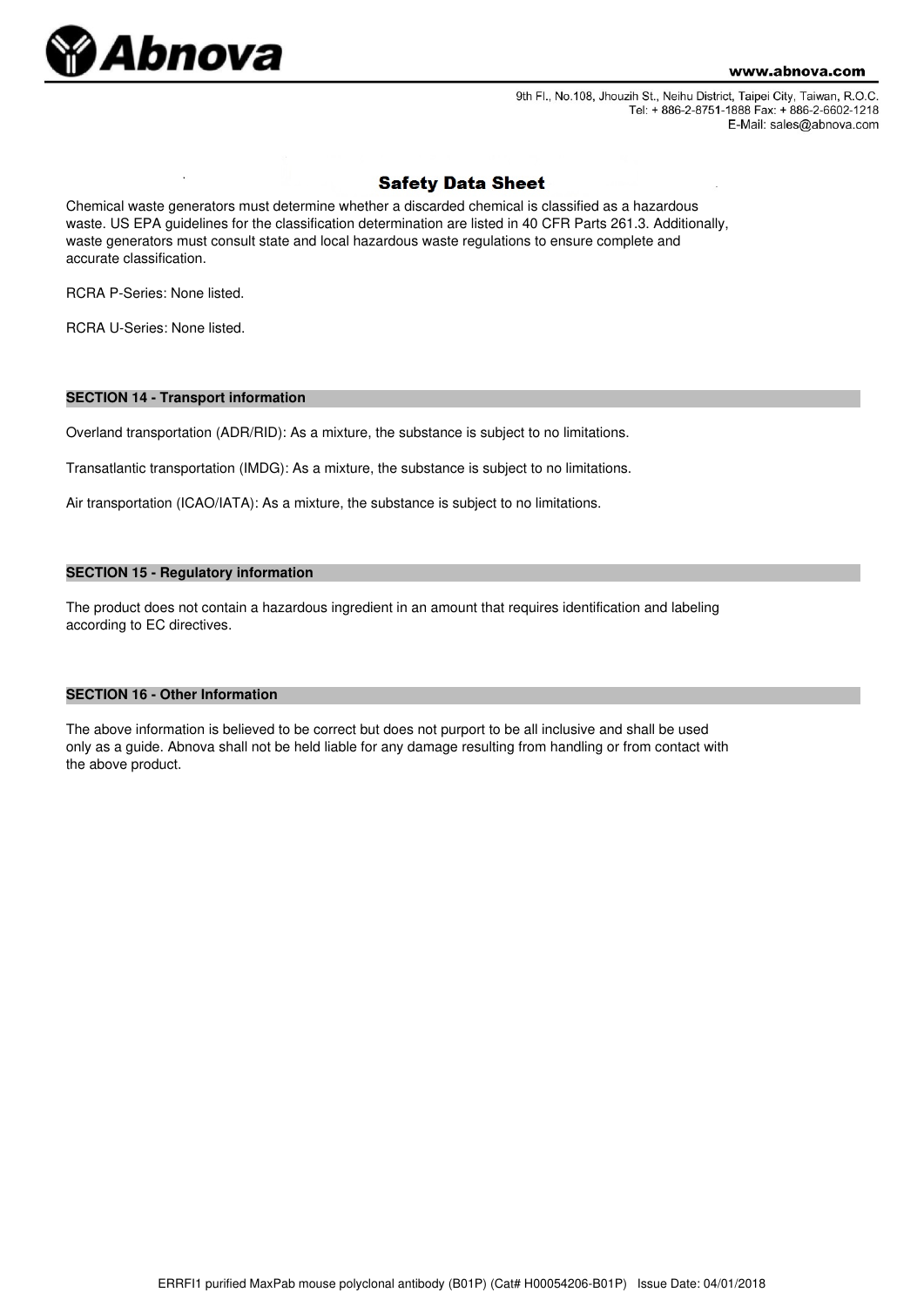## Safety Data Sheet

Chemical waste generators must determine whether a discarded chemical is classified as a hazardous waste. US EPA guidelines for the classification determination are listed in 40 CFR Parts 261.3. Additionally, waste generators must consult state and local hazardous waste regulations to ensure complete and accurate classification.

RCRA P-Series: None listed.

RCRA U-Series: None listed.

### SECTION 14 - Transport information

Overland transportation (ADR/RID): As a mixture, the substance is subject to no limitations.

Transatlantic transportation (IMDG): As a mixture, the substance is subject to no limitations.

Air transportation (ICAO/IATA): As a mixture, the substance is subject to no limitations.

### SECTION 15 - Regulatory information

The product does not contain a hazardous ingredient in an amount that requires identification and labeling according to EC directives.

### SECTION 16 - Other Information

The above information is believed to be correct but does not purport to be all inclusive and shall be used only as a guide. Abnova shall not be held liable for any damage resulting from handling or from contact with the above product.